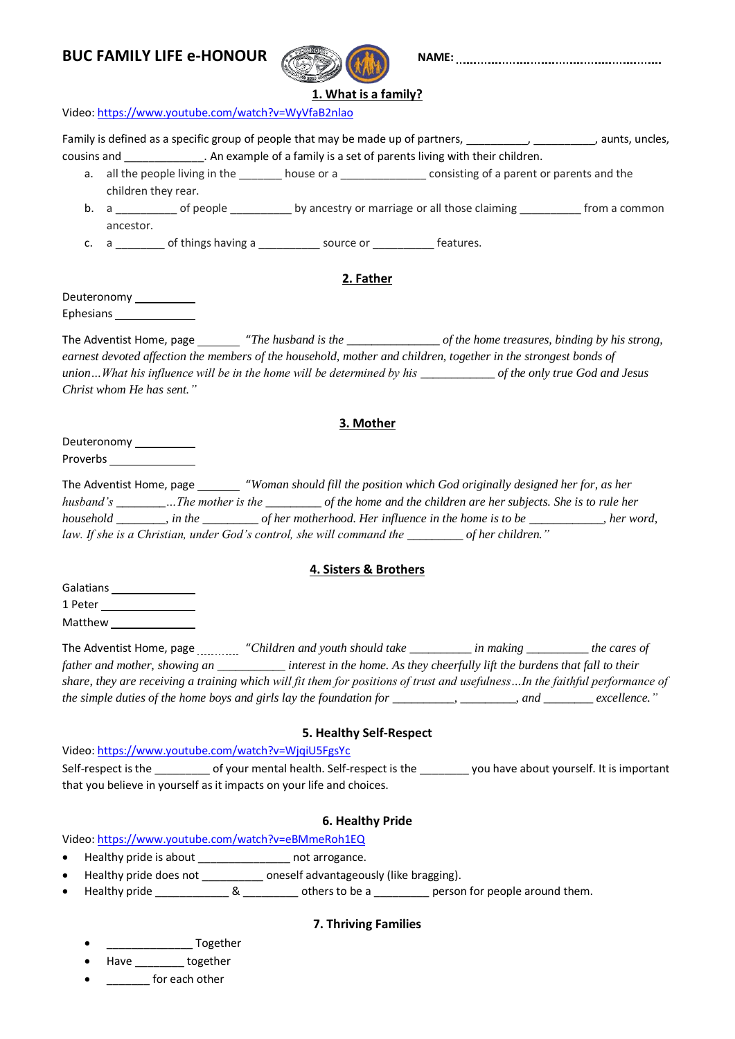# BUC FAMILY LIFE e-HONOUR

NAME: ………………………………………………

## 1. What is a family?

Video: https://www.youtube.com/watch?v=WyVfaB2nlao

Family is defined as a specific group of people that may be made up of partners, __________, __________, aunts, uncles, cousins and _____________. An example of a family is a set of parents living with their children.

a. all the people living in the _______ house or a _____________ consisting of a parent or parents and the children they rear.
b. a __________ of people __________ by ancestry or marriage or all those claiming __________ from a common ancestor.
c. a ________ of things having a __________ source or __________ features.

## 2. Father

Deuteronomy __________
Ephesians _____________

The Adventist Home, page _______ *"The husband is the _______________ of the home treasures, binding by his strong, earnest devoted affection the members of the household, mother and children, together in the strongest bonds of union…What his influence will be in the home will be determined by his ____________ of the only true God and Jesus Christ whom He has sent."*

## 3. Mother

Deuteronomy __________
Proverbs ______________

The Adventist Home, page _______ *"Woman should fill the position which God originally designed her for, as her husband's ________…The mother is the _________ of the home and the children are her subjects. She is to rule her household ________, in the _________ of her motherhood. Her influence in the home is to be ____________, her word, law. If she is a Christian, under God's control, she will command the _________ of her children."*

## 4. Sisters & Brothers

Galatians ______________
1 Peter _______________
Matthew _______________

The Adventist Home, page ………… *"Children and youth should take __________ in making __________ the cares of father and mother, showing an ___________ interest in the home. As they cheerfully lift the burdens that fall to their share, they are receiving a training which will fit them for positions of trust and usefulness…In the faithful performance of the simple duties of the home boys and girls lay the foundation for __________, _________, and ________ excellence."*

## 5. Healthy Self-Respect

Video: https://www.youtube.com/watch?v=WjqiU5FgsYc

Self-respect is the _________ of your mental health. Self-respect is the ________ you have about yourself. It is important that you believe in yourself as it impacts on your life and choices.

## 6. Healthy Pride

Video: https://www.youtube.com/watch?v=eBMmeRoh1EQ

- Healthy pride is about _______________ not arrogance.
- Healthy pride does not __________ oneself advantageously (like bragging).
- Healthy pride ____________ & _________ others to be a _________ person for people around them.

## 7. Thriving Families

- ______________ Together
- Have ________ together
- _______ for each other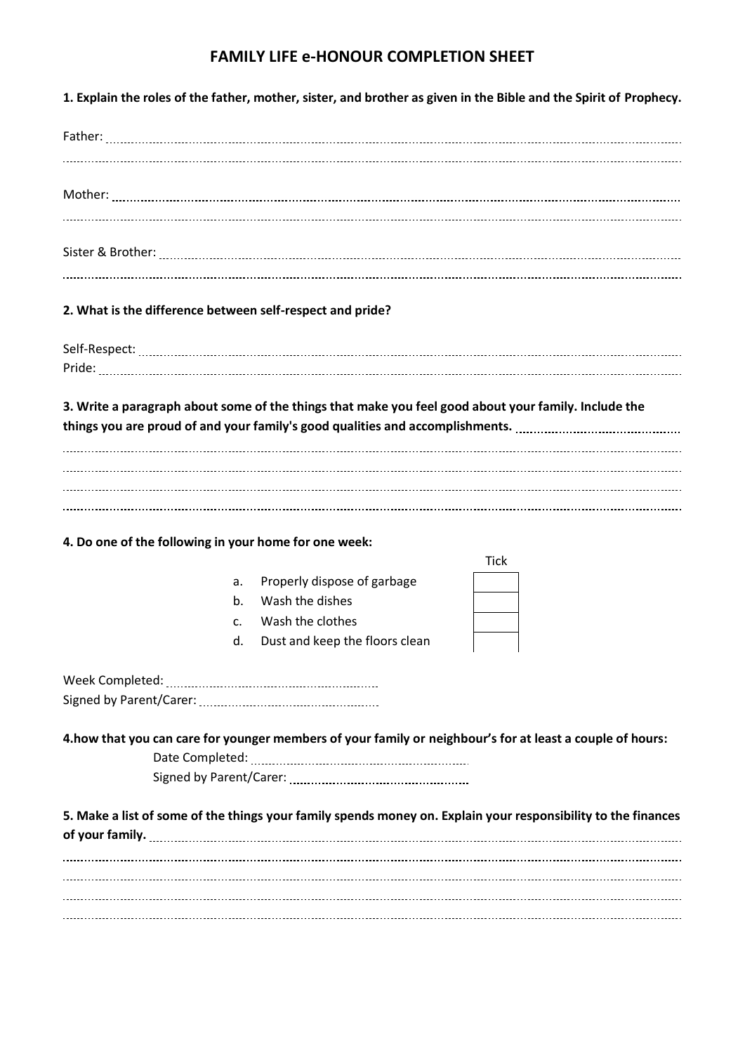# FAMILY LIFE e-HONOUR COMPLETION SHEET

**1. Explain the roles of the father, mother, sister, and brother as given in the Bible and the Spirit of Prophecy.**

Father:

Mother:

Sister & Brother:

**2. What is the difference between self-respect and pride?**

Self-Respect:

Pride:

**3. Write a paragraph about some of the things that make you feel good about your family. Include the things you are proud of and your family's good qualities and accomplishments.**

**4. Do one of the following in your home for one week:**

| | | Tick |
|---|---|---|
| a. | Properly dispose of garbage | |
| b. | Wash the dishes | |
| c. | Wash the clothes | |
| d. | Dust and keep the floors clean | |

Week Completed:

Signed by Parent/Carer:

**4.how that you can care for younger members of your family or neighbour's for at least a couple of hours:**

Date Completed:

Signed by Parent/Carer:

**5. Make a list of some of the things your family spends money on. Explain your responsibility to the finances of your family.**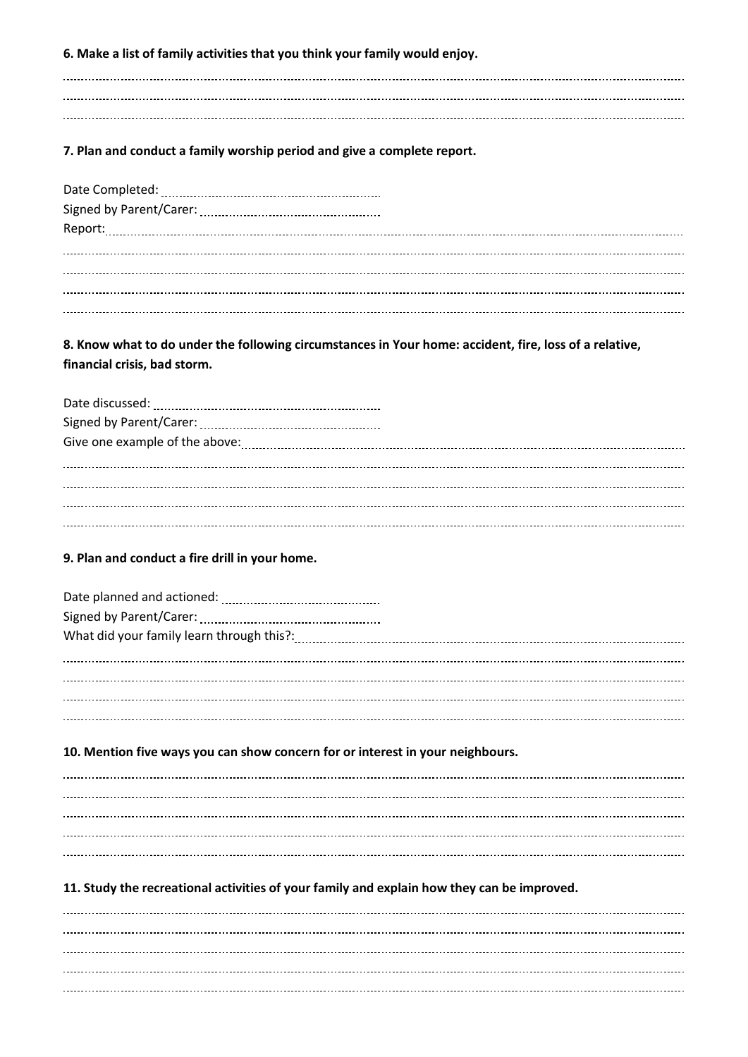**6. Make a list of family activities that you think your family would enjoy.**

**7. Plan and conduct a family worship period and give a complete report.**

Date Completed:

Signed by Parent/Carer:

Report:

**8. Know what to do under the following circumstances in Your home: accident, fire, loss of a relative, financial crisis, bad storm.**

Date discussed:

Signed by Parent/Carer:

Give one example of the above:

**9. Plan and conduct a fire drill in your home.**

Date planned and actioned:

Signed by Parent/Carer:

What did your family learn through this?:

**10. Mention five ways you can show concern for or interest in your neighbours.**

**11. Study the recreational activities of your family and explain how they can be improved.**